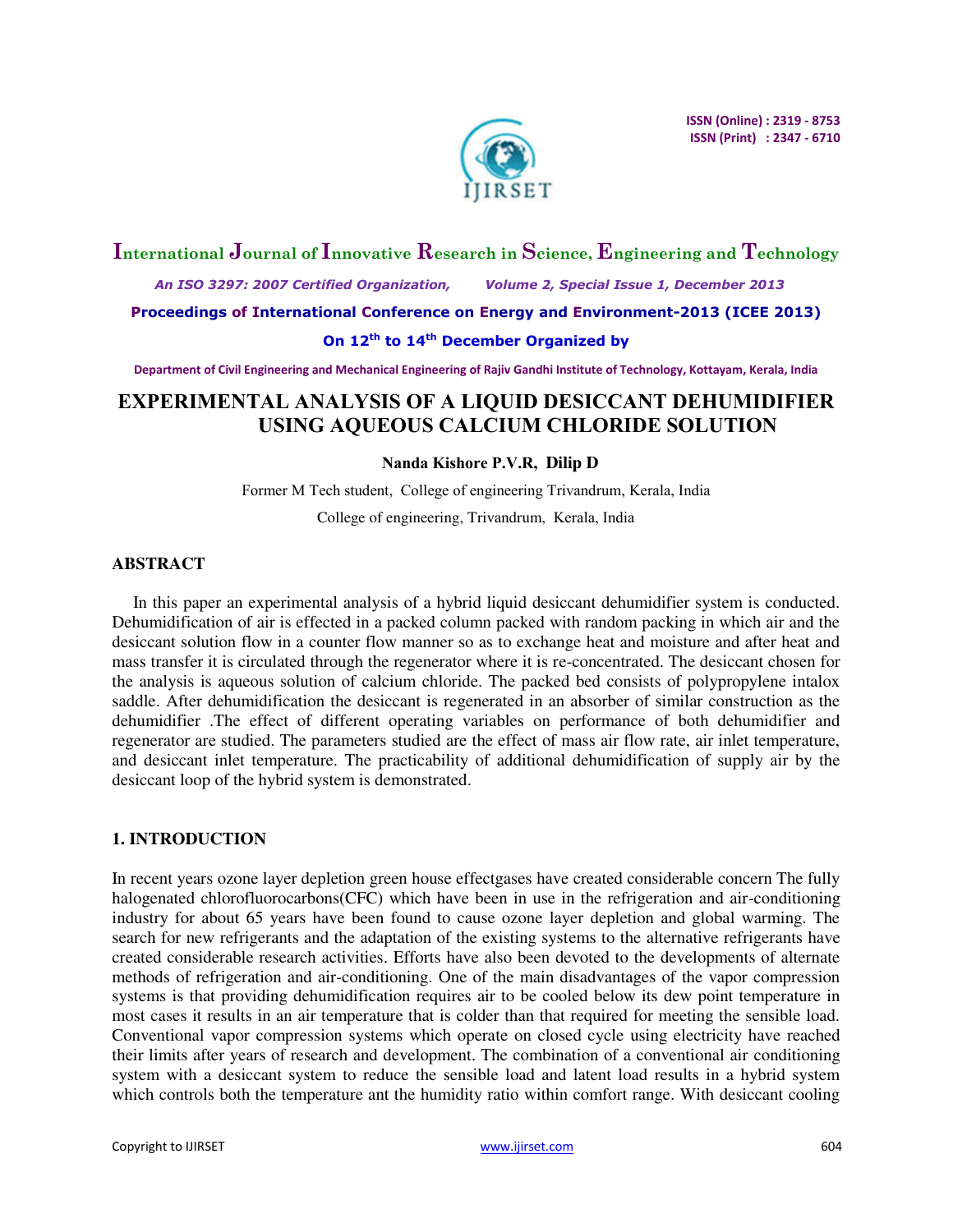# EXPERIMENTAL ANALYSIS OF A LIQUID DESICCANT DEHUMIDIFIER USING AQUEOUS CALCIUM CHLORIDE SOLUTION

**Nanda Kishore P.V.R, Dilip D**

Former M Tech student, College of engineering Trivandrum, Kerala, India

College of engineering, Trivandrum, Kerala, India

## ABSTRACT

In this paper an experimental analysis of a hybrid liquid desiccant dehumidifier system is conducted. Dehumidification of air is effected in a packed column packed with random packing in which air and the desiccant solution flow in a counter flow manner so as to exchange heat and moisture and after heat and mass transfer it is circulated through the regenerator where it is re-concentrated. The desiccant chosen for the analysis is aqueous solution of calcium chloride. The packed bed consists of polypropylene intalox saddle. After dehumidification the desiccant is regenerated in an absorber of similar construction as the dehumidifier .The effect of different operating variables on performance of both dehumidifier and regenerator are studied. The parameters studied are the effect of mass air flow rate, air inlet temperature, and desiccant inlet temperature. The practicability of additional dehumidification of supply air by the desiccant loop of the hybrid system is demonstrated.

## 1. INTRODUCTION

In recent years ozone layer depletion green house effectgases have created considerable concern The fully halogenated chlorofluorocarbons(CFC) which have been in use in the refrigeration and air-conditioning industry for about 65 years have been found to cause ozone layer depletion and global warming. The search for new refrigerants and the adaptation of the existing systems to the alternative refrigerants have created considerable research activities. Efforts have also been devoted to the developments of alternate methods of refrigeration and air-conditioning. One of the main disadvantages of the vapor compression systems is that providing dehumidification requires air to be cooled below its dew point temperature in most cases it results in an air temperature that is colder than that required for meeting the sensible load. Conventional vapor compression systems which operate on closed cycle using electricity have reached their limits after years of research and development. The combination of a conventional air conditioning system with a desiccant system to reduce the sensible load and latent load results in a hybrid system which controls both the temperature ant the humidity ratio within comfort range. With desiccant cooling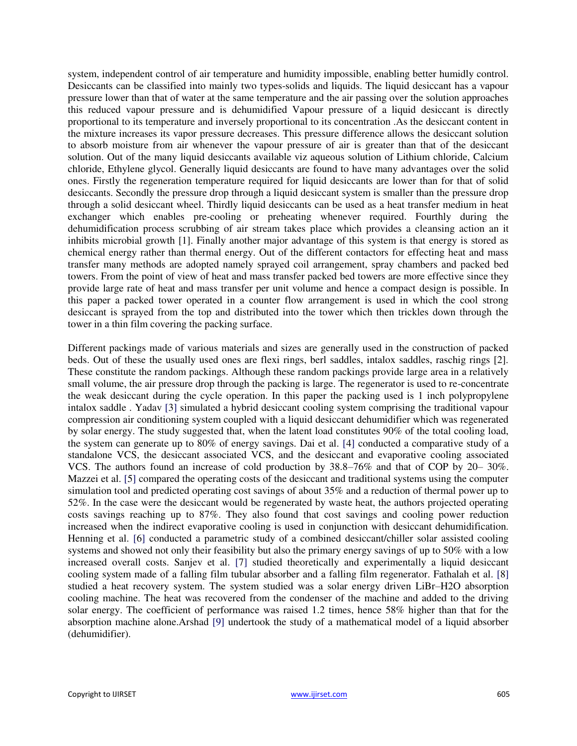system, independent control of air temperature and humidity impossible, enabling better humidly control. Desiccants can be classified into mainly two types-solids and liquids. The liquid desiccant has a vapour pressure lower than that of water at the same temperature and the air passing over the solution approaches this reduced vapour pressure and is dehumidified Vapour pressure of a liquid desiccant is directly proportional to its temperature and inversely proportional to its concentration .As the desiccant content in the mixture increases its vapor pressure decreases. This pressure difference allows the desiccant solution to absorb moisture from air whenever the vapour pressure of air is greater than that of the desiccant solution. Out of the many liquid desiccants available viz aqueous solution of Lithium chloride, Calcium chloride, Ethylene glycol. Generally liquid desiccants are found to have many advantages over the solid ones. Firstly the regeneration temperature required for liquid desiccants are lower than for that of solid desiccants. Secondly the pressure drop through a liquid desiccant system is smaller than the pressure drop through a solid desiccant wheel. Thirdly liquid desiccants can be used as a heat transfer medium in heat exchanger which enables pre-cooling or preheating whenever required. Fourthly during the dehumidification process scrubbing of air stream takes place which provides a cleansing action an it inhibits microbial growth [1]. Finally another major advantage of this system is that energy is stored as chemical energy rather than thermal energy. Out of the different contactors for effecting heat and mass transfer many methods are adopted namely sprayed coil arrangement, spray chambers and packed bed towers. From the point of view of heat and mass transfer packed bed towers are more effective since they provide large rate of heat and mass transfer per unit volume and hence a compact design is possible. In this paper a packed tower operated in a counter flow arrangement is used in which the cool strong desiccant is sprayed from the top and distributed into the tower which then trickles down through the tower in a thin film covering the packing surface.

Different packings made of various materials and sizes are generally used in the construction of packed beds. Out of these the usually used ones are flexi rings, berl saddles, intalox saddles, raschig rings [2]. These constitute the random packings. Although these random packings provide large area in a relatively small volume, the air pressure drop through the packing is large. The regenerator is used to re-concentrate the weak desiccant during the cycle operation. In this paper the packing used is 1 inch polypropylene intalox saddle . Yadav [3] simulated a hybrid desiccant cooling system comprising the traditional vapour compression air conditioning system coupled with a liquid desiccant dehumidifier which was regenerated by solar energy. The study suggested that, when the latent load constitutes 90% of the total cooling load, the system can generate up to 80% of energy savings. Dai et al. [4] conducted a comparative study of a standalone VCS, the desiccant associated VCS, and the desiccant and evaporative cooling associated VCS. The authors found an increase of cold production by 38.8–76% and that of COP by 20– 30%. Mazzei et al. [5] compared the operating costs of the desiccant and traditional systems using the computer simulation tool and predicted operating cost savings of about 35% and a reduction of thermal power up to 52%. In the case were the desiccant would be regenerated by waste heat, the authors projected operating costs savings reaching up to 87%. They also found that cost savings and cooling power reduction increased when the indirect evaporative cooling is used in conjunction with desiccant dehumidification. Henning et al. [6] conducted a parametric study of a combined desiccant/chiller solar assisted cooling systems and showed not only their feasibility but also the primary energy savings of up to 50% with a low increased overall costs. Sanjev et al. [7] studied theoretically and experimentally a liquid desiccant cooling system made of a falling film tubular absorber and a falling film regenerator. Fathalah et al. [8] studied a heat recovery system. The system studied was a solar energy driven LiBr–$H_2O$ absorption cooling machine. The heat was recovered from the condenser of the machine and added to the driving solar energy. The coefficient of performance was raised 1.2 times, hence 58% higher than that for the absorption machine alone.Arshad [9] undertook the study of a mathematical model of a liquid absorber (dehumidifier).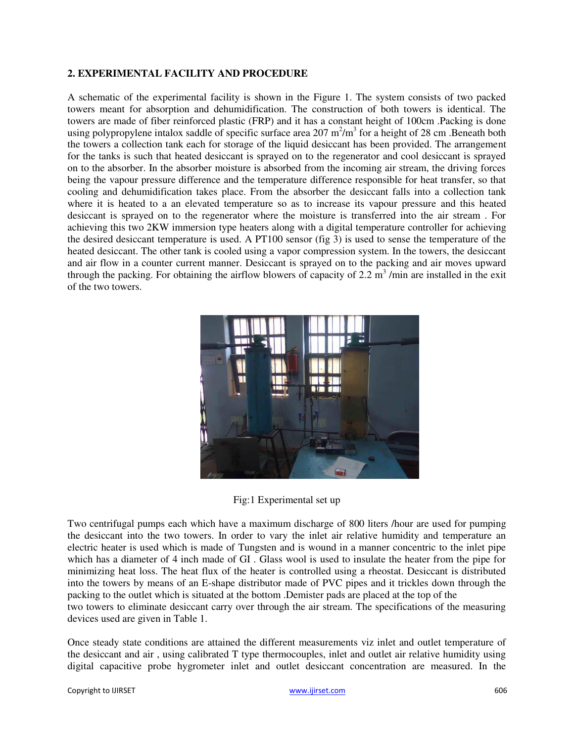## 2. EXPERIMENTAL FACILITY AND PROCEDURE

A schematic of the experimental facility is shown in the Figure 1. The system consists of two packed towers meant for absorption and dehumidification. The construction of both towers is identical. The towers are made of fiber reinforced plastic (FRP) and it has a constant height of 100cm .Packing is done using polypropylene intalox saddle of specific surface area 207 $m^2/m^3$ for a height of 28 cm .Beneath both the towers a collection tank each for storage of the liquid desiccant has been provided. The arrangement for the tanks is such that heated desiccant is sprayed on to the regenerator and cool desiccant is sprayed on to the absorber. In the absorber moisture is absorbed from the incoming air stream, the driving forces being the vapour pressure difference and the temperature difference responsible for heat transfer, so that cooling and dehumidification takes place. From the absorber the desiccant falls into a collection tank where it is heated to a an elevated temperature so as to increase its vapour pressure and this heated desiccant is sprayed on to the regenerator where the moisture is transferred into the air stream . For achieving this two 2KW immersion type heaters along with a digital temperature controller for achieving the desired desiccant temperature is used. A PT100 sensor (fig 3) is used to sense the temperature of the heated desiccant. The other tank is cooled using a vapor compression system. In the towers, the desiccant and air flow in a counter current manner. Desiccant is sprayed on to the packing and air moves upward through the packing. For obtaining the airflow blowers of capacity of 2.2 $m^3$ /min are installed in the exit of the two towers.

Fig:1 Experimental set up

Two centrifugal pumps each which have a maximum discharge of 800 liters /hour are used for pumping the desiccant into the two towers. In order to vary the inlet air relative humidity and temperature an electric heater is used which is made of Tungsten and is wound in a manner concentric to the inlet pipe which has a diameter of 4 inch made of GI . Glass wool is used to insulate the heater from the pipe for minimizing heat loss. The heat flux of the heater is controlled using a rheostat. Desiccant is distributed into the towers by means of an E-shape distributor made of PVC pipes and it trickles down through the packing to the outlet which is situated at the bottom .Demister pads are placed at the top of the two towers to eliminate desiccant carry over through the air stream. The specifications of the measuring devices used are given in Table 1.

Once steady state conditions are attained the different measurements viz inlet and outlet temperature of the desiccant and air , using calibrated T type thermocouples, inlet and outlet air relative humidity using digital capacitive probe hygrometer inlet and outlet desiccant concentration are measured. In the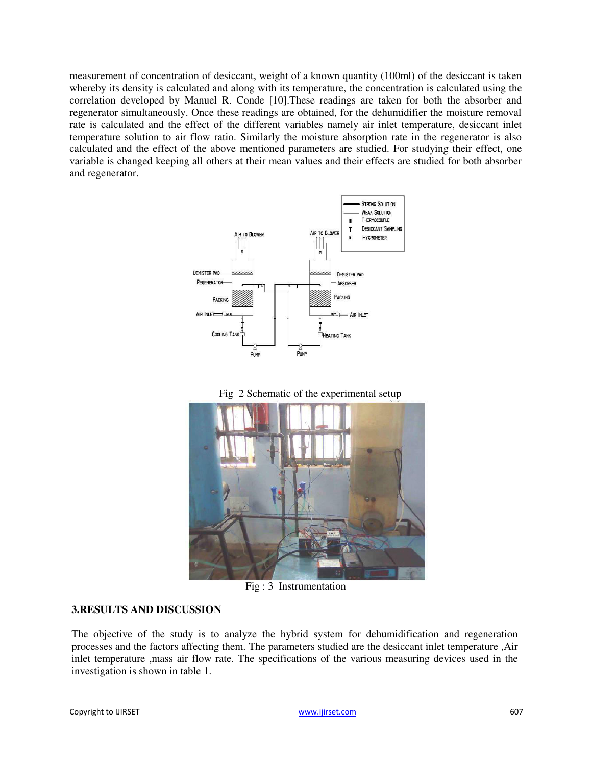measurement of concentration of desiccant, weight of a known quantity (100ml) of the desiccant is taken whereby its density is calculated and along with its temperature, the concentration is calculated using the correlation developed by Manuel R. Conde [10].These readings are taken for both the absorber and regenerator simultaneously. Once these readings are obtained, for the dehumidifier the moisture removal rate is calculated and the effect of the different variables namely air inlet temperature, desiccant inlet temperature solution to air flow ratio. Similarly the moisture absorption rate in the regenerator is also calculated and the effect of the above mentioned parameters are studied. For studying their effect, one variable is changed keeping all others at their mean values and their effects are studied for both absorber and regenerator.

Fig 2 Schematic of the experimental setup

Fig : 3 Instrumentation

## 3.RESULTS AND DISCUSSION

The objective of the study is to analyze the hybrid system for dehumidification and regeneration processes and the factors affecting them. The parameters studied are the desiccant inlet temperature ,Air inlet temperature ,mass air flow rate. The specifications of the various measuring devices used in the investigation is shown in table 1.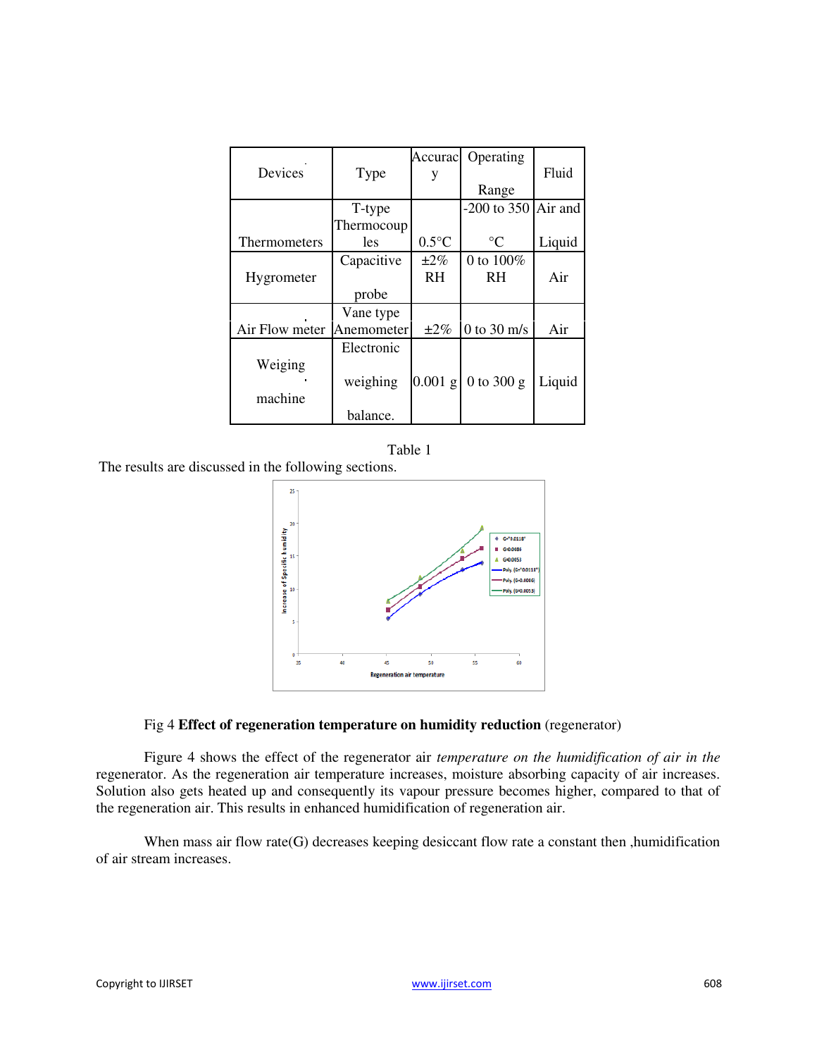| Devices | Type | Accuracy | Operating Range | Fluid |
|---|---|---|---|---|
| Thermometers | T-type Thermocouples | 0.5°C | -200 to 350 °C | Air and Liquid |
| Hygrometer | Capacitive probe | ±2% RH | 0 to 100% RH | Air |
| Air Flow meter | Vane type Anemometer | ±2% | 0 to 30 m/s | Air |
| Weiging machine | Electronic weighing balance. | 0.001 g | 0 to 300 g | Liquid |

Table 1

The results are discussed in the following sections.

Fig 4 **Effect of regeneration temperature on humidity reduction** (regenerator)

Figure 4 shows the effect of the regenerator air *temperature on the humidification of air in the* regenerator. As the regeneration air temperature increases, moisture absorbing capacity of air increases. Solution also gets heated up and consequently its vapour pressure becomes higher, compared to that of the regeneration air. This results in enhanced humidification of regeneration air.

When mass air flow rate(G) decreases keeping desiccant flow rate a constant then ,humidification of air stream increases.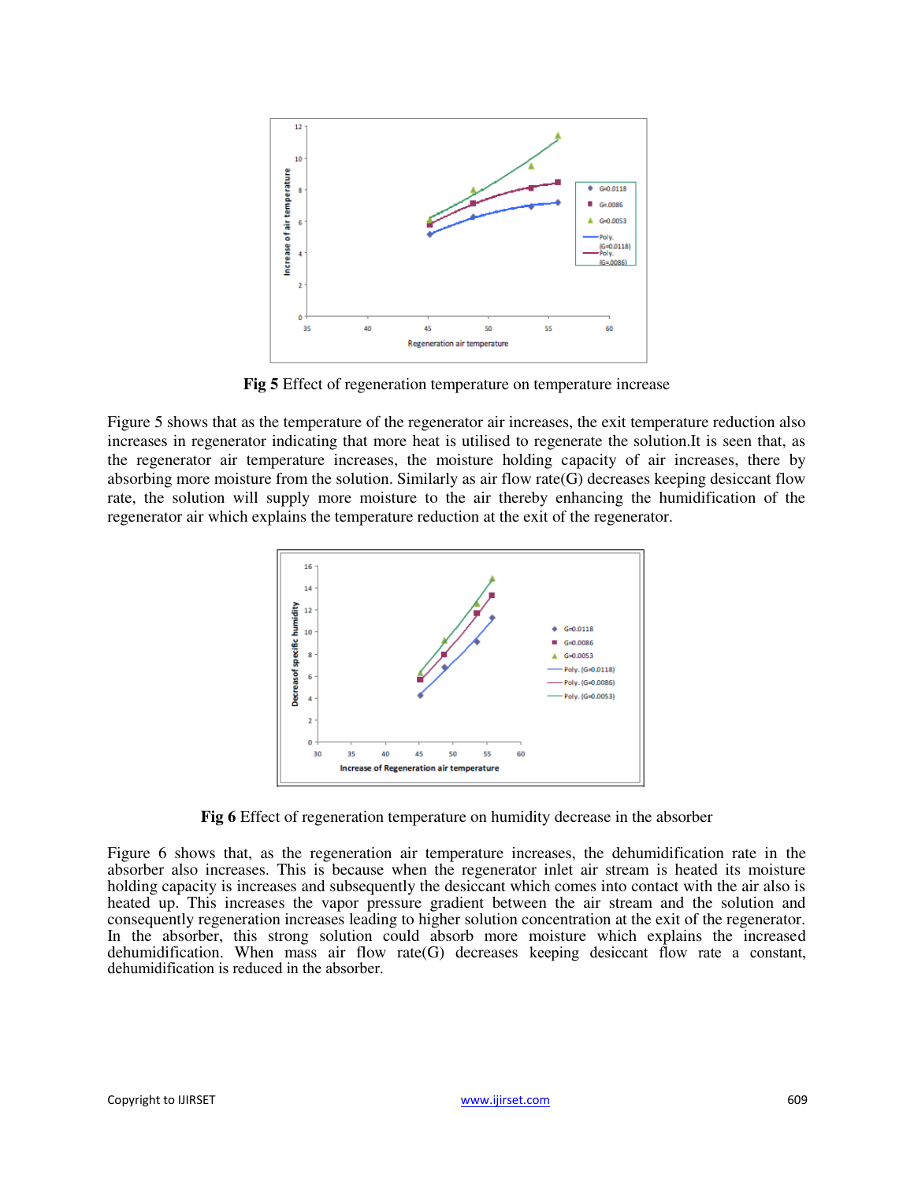**Fig 5** Effect of regeneration temperature on temperature increase

Figure 5 shows that as the temperature of the regenerator air increases, the exit temperature reduction also increases in regenerator indicating that more heat is utilised to regenerate the solution.It is seen that, as the regenerator air temperature increases, the moisture holding capacity of air increases, there by absorbing more moisture from the solution. Similarly as air flow rate(G) decreases keeping desiccant flow rate, the solution will supply more moisture to the air thereby enhancing the humidification of the regenerator air which explains the temperature reduction at the exit of the regenerator.

**Fig 6** Effect of regeneration temperature on humidity decrease in the absorber

Figure 6 shows that, as the regeneration air temperature increases, the dehumidification rate in the absorber also increases. This is because when the regenerator inlet air stream is heated its moisture holding capacity is increases and subsequently the desiccant which comes into contact with the air also is heated up. This increases the vapor pressure gradient between the air stream and the solution and consequently regeneration increases leading to higher solution concentration at the exit of the regenerator. In the absorber, this strong solution could absorb more moisture which explains the increased dehumidification. When mass air flow rate(G) decreases keeping desiccant flow rate a constant, dehumidification is reduced in the absorber.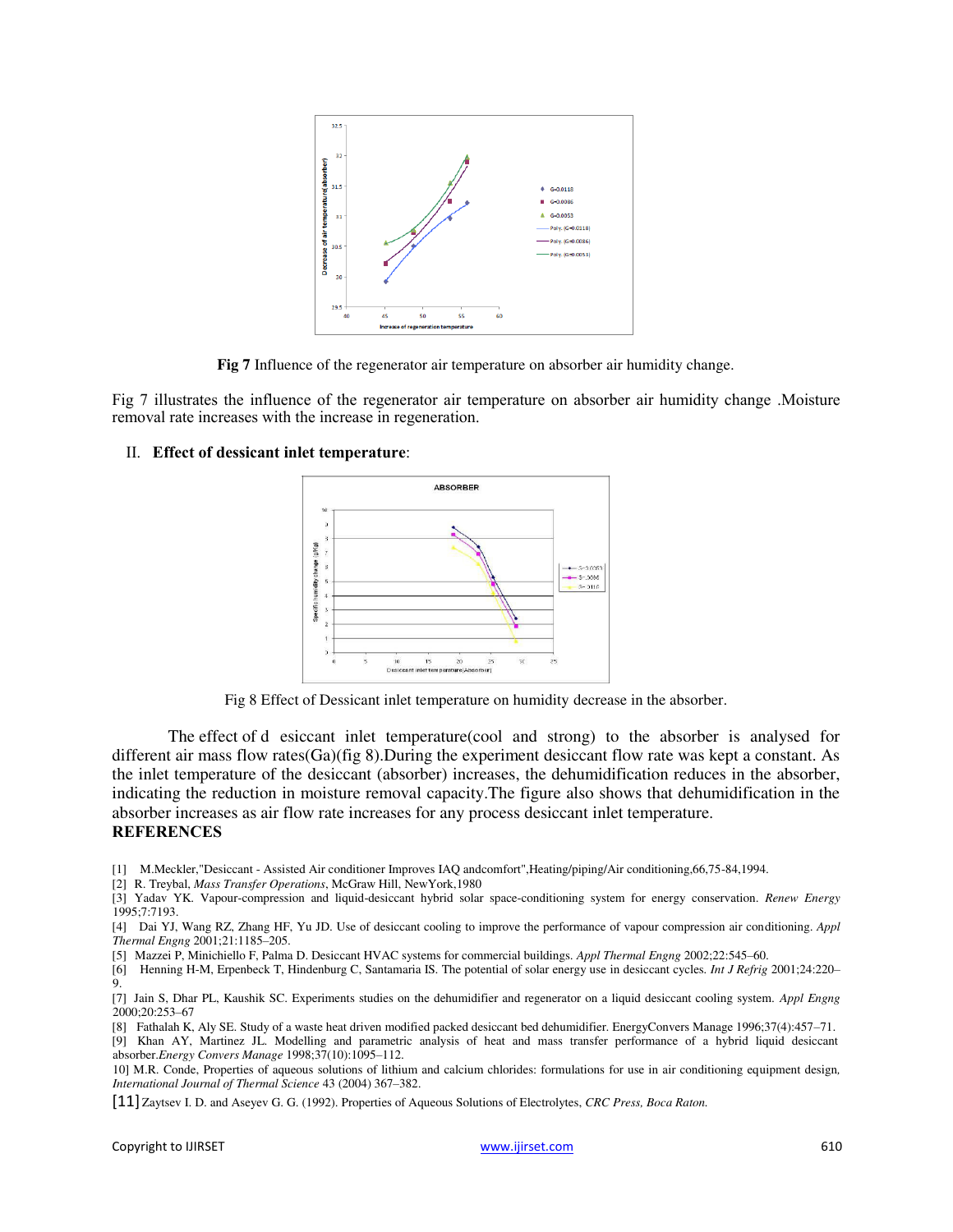32.5
32
31.5
31
30.5
30
29.5

Decrease of air temperature(absorber)

40 45 50 55 60

Increase of regeneration temperature

G=0.0118
G=0.0086
G=0.0053
Poly. (G=0.0118)
Poly. (G=0.0086)
Poly. (G=0.0053)

**Fig 7** Influence of the regenerator air temperature on absorber air humidity change.

Fig 7 illustrates the influence of the regenerator air temperature on absorber air humidity change .Moisture removal rate increases with the increase in regeneration.

## II. **Effect of dessicant inlet temperature**:

ABSORBER

10
9
8
7
6
5
4
3
2
1
0

Specific humidity change (g/kg)

0 5 10 15 20 25 30 35

Desiccant inlet temperature(Absorber)

G=0.0053
G=.0086
G=.0118

Fig 8 Effect of Dessicant inlet temperature on humidity decrease in the absorber.

The effect of d esiccant inlet temperature(cool and strong) to the absorber is analysed for different air mass flow rates(Ga)(fig 8).During the experiment desiccant flow rate was kept a constant. As the inlet temperature of the desiccant (absorber) increases, the dehumidification reduces in the absorber, indicating the reduction in moisture removal capacity.The figure also shows that dehumidification in the absorber increases as air flow rate increases for any process desiccant inlet temperature.

**REFERENCES**

[1] M.Meckler,"Desiccant - Assisted Air conditioner Improves IAQ andcomfort",Heating/piping/Air conditioning,66,75-84,1994.

[2] R. Treybal, *Mass Transfer Operations*, McGraw Hill, NewYork,1980

[3] Yadav YK. Vapour-compression and liquid-desiccant hybrid solar space-conditioning system for energy conservation. *Renew Energy* 1995;7:7193.

[4] Dai YJ, Wang RZ, Zhang HF, Yu JD. Use of desiccant cooling to improve the performance of vapour compression air conditioning. *Appl Thermal Engng* 2001;21:1185–205.

[5] Mazzei P, Minichiello F, Palma D. Desiccant HVAC systems for commercial buildings. *Appl Thermal Engng* 2002;22:545–60.

[6] Henning H-M, Erpenbeck T, Hindenburg C, Santamaria IS. The potential of solar energy use in desiccant cycles. *Int J Refrig* 2001;24:220–9.

[7] Jain S, Dhar PL, Kaushik SC. Experiments studies on the dehumidifier and regenerator on a liquid desiccant cooling system. *Appl Engng* 2000;20:253–67

[8] Fathalah K, Aly SE. Study of a waste heat driven modified packed desiccant bed dehumidifier. EnergyConvers Manage 1996;37(4):457–71.

[9] Khan AY, Martinez JL. Modelling and parametric analysis of heat and mass transfer performance of a hybrid liquid desiccant absorber.*Energy Convers Manage* 1998;37(10):1095–112.

10] M.R. Conde, Properties of aqueous solutions of lithium and calcium chlorides: formulations for use in air conditioning equipment design*, International Journal of Thermal Science* 43 (2004) 367–382.

[11] Zaytsev I. D. and Aseyev G. G. (1992). Properties of Aqueous Solutions of Electrolytes, *CRC Press, Boca Raton.*